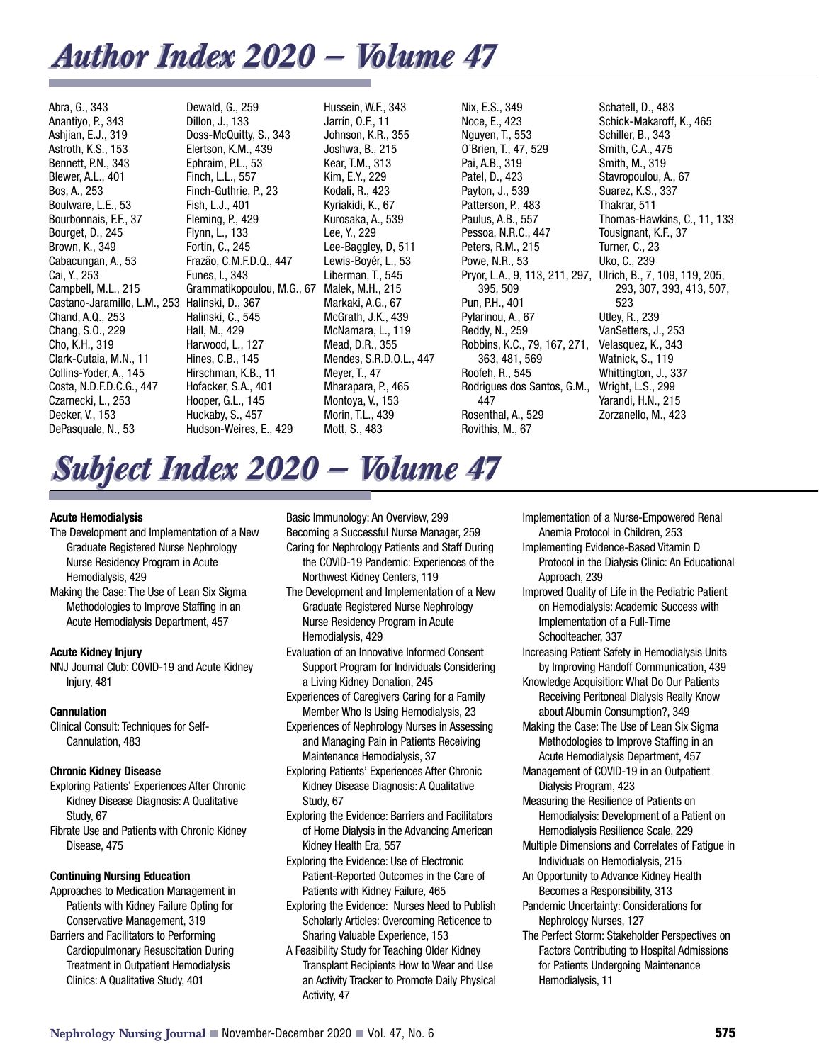# Author Index 2020 – Volume 47

Abra, G., 343
Anantiyo, P., 343
Ashjian, E.J., 319
Astroth, K.S., 153
Bennett, P.N., 343
Blewer, A.L., 401
Bos, A., 253
Boulware, L.E., 53
Bourbonnais, F.F., 37
Bourget, D., 245
Brown, K., 349
Cabacungan, A., 53
Cai, Y., 253
Campbell, M.L., 215
Castano-Jaramillo, L.M., 253
Chand, A.Q., 253
Chang, S.O., 229
Cho, K.H., 319
Clark-Cutaia, M.N., 11
Collins-Yoder, A., 145
Costa, N.D.F.D.C.G., 447
Czarnecki, L., 253
Decker, V., 153
DePasquale, N., 53
Dewald, G., 259
Dillon, J., 133
Doss-McQuitty, S., 343
Elertson, K.M., 439
Ephraim, P.L., 53
Finch, L.L., 557
Finch-Guthrie, P., 23
Fish, L.J., 401
Fleming, P., 429
Flynn, L., 133
Fortin, C., 245
Frazão, C.M.F.D.Q., 447
Funes, I., 343
Grammatikopoulou, M.G., 67
Halinski, D., 367
Halinski, C., 545
Hall, M., 429
Harwood, L., 127
Hines, C.B., 145
Hirschman, K.B., 11
Hofacker, S.A., 401
Hooper, G.L., 145
Huckaby, S., 457
Hudson-Weires, E., 429
Hussein, W.F., 343
Jarrín, O.F., 11
Johnson, K.R., 355
Joshwa, B., 215
Kear, T.M., 313
Kim, E.Y., 229
Kodali, R., 423
Kyriakidi, K., 67
Kurosaka, A., 539
Lee, Y., 229
Lee-Baggley, D, 511
Lewis-Boyér, L., 53
Liberman, T., 545
Malek, M.H., 215
Markaki, A.G., 67
McGrath, J.K., 439
McNamara, L., 119
Mead, D.R., 355
Mendes, S.R.D.O.L., 447
Meyer, T., 47
Mharapara, P., 465
Montoya, V., 153
Morin, T.L., 439
Mott, S., 483
Nix, E.S., 349
Noce, E., 423
Nguyen, T., 553
O'Brien, T., 47, 529
Pai, A.B., 319
Patel, D., 423
Payton, J., 539
Patterson, P., 483
Paulus, A.B., 557
Pessoa, N.R.C., 447
Peters, R.M., 215
Powe, N.R., 53
Pryor, L.A., 9, 113, 211, 297, 395, 509
Pun, P.H., 401
Pylarinou, A., 67
Reddy, N., 259
Robbins, K.C., 79, 167, 271, 363, 481, 569
Roofeh, R., 545
Rodrigues dos Santos, G.M., 447
Rosenthal, A., 529
Rovithis, M., 67
Schatell, D., 483
Schick-Makaroff, K., 465
Schiller, B., 343
Smith, C.A., 475
Smith, M., 319
Stavropoulou, A., 67
Suarez, K.S., 337
Thakrar, 511
Thomas-Hawkins, C., 11, 133
Tousignant, K.F., 37
Turner, C., 23
Uko, C., 239
Ulrich, B., 7, 109, 119, 205, 293, 307, 393, 413, 507, 523
Utley, R., 239
VanSetters, J., 253
Velasquez, K., 343
Watnick, S., 119
Whittington, J., 337
Wright, L.S., 299
Yarandi, H.N., 215
Zorzanello, M., 423

# Subject Index 2020 – Volume 47

**Acute Hemodialysis**

The Development and Implementation of a New Graduate Registered Nurse Nephrology Nurse Residency Program in Acute Hemodialysis, 429

Making the Case: The Use of Lean Six Sigma Methodologies to Improve Staffing in an Acute Hemodialysis Department, 457

**Acute Kidney Injury**

NNJ Journal Club: COVID-19 and Acute Kidney Injury, 481

**Cannulation**

Clinical Consult: Techniques for Self-Cannulation, 483

**Chronic Kidney Disease**

Exploring Patients' Experiences After Chronic Kidney Disease Diagnosis: A Qualitative Study, 67

Fibrate Use and Patients with Chronic Kidney Disease, 475

**Continuing Nursing Education**

Approaches to Medication Management in Patients with Kidney Failure Opting for Conservative Management, 319

Barriers and Facilitators to Performing Cardiopulmonary Resuscitation During Treatment in Outpatient Hemodialysis Clinics: A Qualitative Study, 401

Basic Immunology: An Overview, 299

Becoming a Successful Nurse Manager, 259

Caring for Nephrology Patients and Staff During the COVID-19 Pandemic: Experiences of the Northwest Kidney Centers, 119

The Development and Implementation of a New Graduate Registered Nurse Nephrology Nurse Residency Program in Acute Hemodialysis, 429

Evaluation of an Innovative Informed Consent Support Program for Individuals Considering a Living Kidney Donation, 245

Experiences of Caregivers Caring for a Family Member Who Is Using Hemodialysis, 23

Experiences of Nephrology Nurses in Assessing and Managing Pain in Patients Receiving Maintenance Hemodialysis, 37

Exploring Patients' Experiences After Chronic Kidney Disease Diagnosis: A Qualitative Study, 67

Exploring the Evidence: Barriers and Facilitators of Home Dialysis in the Advancing American Kidney Health Era, 557

Exploring the Evidence: Use of Electronic Patient-Reported Outcomes in the Care of Patients with Kidney Failure, 465

Exploring the Evidence: Nurses Need to Publish Scholarly Articles: Overcoming Reticence to Sharing Valuable Experience, 153

A Feasibility Study for Teaching Older Kidney Transplant Recipients How to Wear and Use an Activity Tracker to Promote Daily Physical Activity, 47

Implementation of a Nurse-Empowered Renal Anemia Protocol in Children, 253

Implementing Evidence-Based Vitamin D Protocol in the Dialysis Clinic: An Educational Approach, 239

Improved Quality of Life in the Pediatric Patient on Hemodialysis: Academic Success with Implementation of a Full-Time Schoolteacher, 337

Increasing Patient Safety in Hemodialysis Units by Improving Handoff Communication, 439

Knowledge Acquisition: What Do Our Patients Receiving Peritoneal Dialysis Really Know about Albumin Consumption?, 349

Making the Case: The Use of Lean Six Sigma Methodologies to Improve Staffing in an Acute Hemodialysis Department, 457

Management of COVID-19 in an Outpatient Dialysis Program, 423

Measuring the Resilience of Patients on Hemodialysis: Development of a Patient on Hemodialysis Resilience Scale, 229

Multiple Dimensions and Correlates of Fatigue in Individuals on Hemodialysis, 215

An Opportunity to Advance Kidney Health Becomes a Responsibility, 313

Pandemic Uncertainty: Considerations for Nephrology Nurses, 127

The Perfect Storm: Stakeholder Perspectives on Factors Contributing to Hospital Admissions for Patients Undergoing Maintenance Hemodialysis, 11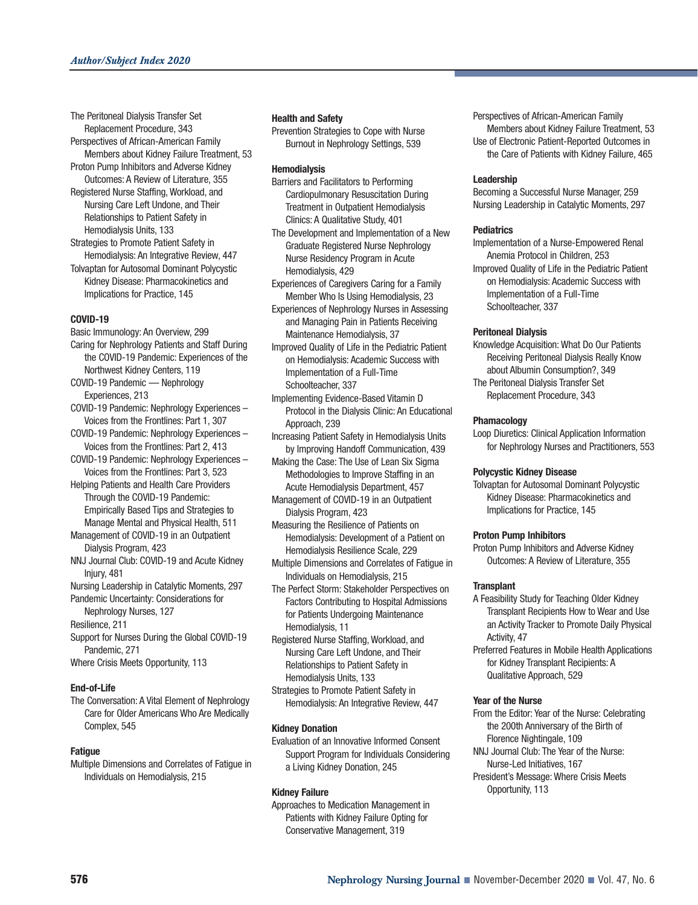The Peritoneal Dialysis Transfer Set Replacement Procedure, 343

Perspectives of African-American Family Members about Kidney Failure Treatment, 53

Proton Pump Inhibitors and Adverse Kidney Outcomes: A Review of Literature, 355

Registered Nurse Staffing, Workload, and Nursing Care Left Undone, and Their Relationships to Patient Safety in Hemodialysis Units, 133

Strategies to Promote Patient Safety in Hemodialysis: An Integrative Review, 447

Tolvaptan for Autosomal Dominant Polycystic Kidney Disease: Pharmacokinetics and Implications for Practice, 145

**COVID-19**

Basic Immunology: An Overview, 299

Caring for Nephrology Patients and Staff During the COVID-19 Pandemic: Experiences of the Northwest Kidney Centers, 119

COVID-19 Pandemic — Nephrology Experiences, 213

COVID-19 Pandemic: Nephrology Experiences – Voices from the Frontlines: Part 1, 307

COVID-19 Pandemic: Nephrology Experiences – Voices from the Frontlines: Part 2, 413

COVID-19 Pandemic: Nephrology Experiences – Voices from the Frontlines: Part 3, 523

Helping Patients and Health Care Providers Through the COVID-19 Pandemic: Empirically Based Tips and Strategies to Manage Mental and Physical Health, 511

Management of COVID-19 in an Outpatient Dialysis Program, 423

NNJ Journal Club: COVID-19 and Acute Kidney Injury, 481

Nursing Leadership in Catalytic Moments, 297

Pandemic Uncertainty: Considerations for Nephrology Nurses, 127

Resilience, 211

Support for Nurses During the Global COVID-19 Pandemic, 271

Where Crisis Meets Opportunity, 113

**End-of-Life**

The Conversation: A Vital Element of Nephrology Care for Older Americans Who Are Medically Complex, 545

**Fatigue**

Multiple Dimensions and Correlates of Fatigue in Individuals on Hemodialysis, 215

**Health and Safety**

Prevention Strategies to Cope with Nurse Burnout in Nephrology Settings, 539

**Hemodialysis**

Barriers and Facilitators to Performing Cardiopulmonary Resuscitation During Treatment in Outpatient Hemodialysis Clinics: A Qualitative Study, 401

The Development and Implementation of a New Graduate Registered Nurse Nephrology Nurse Residency Program in Acute Hemodialysis, 429

Experiences of Caregivers Caring for a Family Member Who Is Using Hemodialysis, 23

Experiences of Nephrology Nurses in Assessing and Managing Pain in Patients Receiving Maintenance Hemodialysis, 37

Improved Quality of Life in the Pediatric Patient on Hemodialysis: Academic Success with Implementation of a Full-Time Schoolteacher, 337

Implementing Evidence-Based Vitamin D Protocol in the Dialysis Clinic: An Educational Approach, 239

Increasing Patient Safety in Hemodialysis Units by Improving Handoff Communication, 439

Making the Case: The Use of Lean Six Sigma Methodologies to Improve Staffing in an Acute Hemodialysis Department, 457

Management of COVID-19 in an Outpatient Dialysis Program, 423

Measuring the Resilience of Patients on Hemodialysis: Development of a Patient on Hemodialysis Resilience Scale, 229

Multiple Dimensions and Correlates of Fatigue in Individuals on Hemodialysis, 215

The Perfect Storm: Stakeholder Perspectives on Factors Contributing to Hospital Admissions for Patients Undergoing Maintenance Hemodialysis, 11

Registered Nurse Staffing, Workload, and Nursing Care Left Undone, and Their Relationships to Patient Safety in Hemodialysis Units, 133

Strategies to Promote Patient Safety in Hemodialysis: An Integrative Review, 447

**Kidney Donation**

Evaluation of an Innovative Informed Consent Support Program for Individuals Considering a Living Kidney Donation, 245

**Kidney Failure**

Approaches to Medication Management in Patients with Kidney Failure Opting for Conservative Management, 319

Perspectives of African-American Family Members about Kidney Failure Treatment, 53

Use of Electronic Patient-Reported Outcomes in the Care of Patients with Kidney Failure, 465

**Leadership**

Becoming a Successful Nurse Manager, 259

Nursing Leadership in Catalytic Moments, 297

**Pediatrics**

Implementation of a Nurse-Empowered Renal Anemia Protocol in Children, 253

Improved Quality of Life in the Pediatric Patient on Hemodialysis: Academic Success with Implementation of a Full-Time Schoolteacher, 337

**Peritoneal Dialysis**

Knowledge Acquisition: What Do Our Patients Receiving Peritoneal Dialysis Really Know about Albumin Consumption?, 349

The Peritoneal Dialysis Transfer Set Replacement Procedure, 343

**Phamacology**

Loop Diuretics: Clinical Application Information for Nephrology Nurses and Practitioners, 553

**Polycystic Kidney Disease**

Tolvaptan for Autosomal Dominant Polycystic Kidney Disease: Pharmacokinetics and Implications for Practice, 145

**Proton Pump Inhibitors**

Proton Pump Inhibitors and Adverse Kidney Outcomes: A Review of Literature, 355

**Transplant**

A Feasibility Study for Teaching Older Kidney Transplant Recipients How to Wear and Use an Activity Tracker to Promote Daily Physical Activity, 47

Preferred Features in Mobile Health Applications for Kidney Transplant Recipients: A Qualitative Approach, 529

**Year of the Nurse**

From the Editor: Year of the Nurse: Celebrating the 200th Anniversary of the Birth of Florence Nightingale, 109

NNJ Journal Club: The Year of the Nurse: Nurse-Led Initiatives, 167

President's Message: Where Crisis Meets Opportunity, 113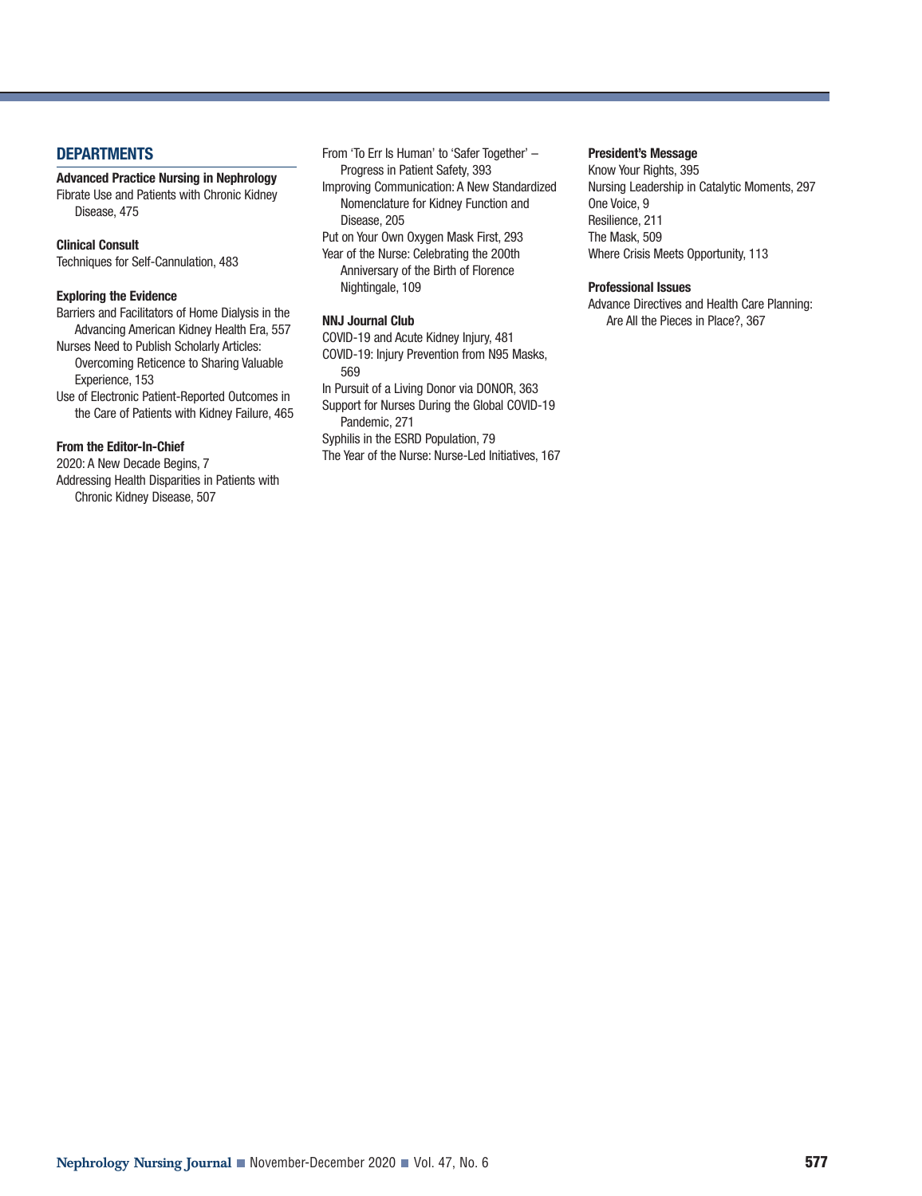## DEPARTMENTS

**Advanced Practice Nursing in Nephrology**
Fibrate Use and Patients with Chronic Kidney Disease, 475

**Clinical Consult**
Techniques for Self-Cannulation, 483

**Exploring the Evidence**
Barriers and Facilitators of Home Dialysis in the Advancing American Kidney Health Era, 557
Nurses Need to Publish Scholarly Articles: Overcoming Reticence to Sharing Valuable Experience, 153
Use of Electronic Patient-Reported Outcomes in the Care of Patients with Kidney Failure, 465

**From the Editor-In-Chief**
2020: A New Decade Begins, 7
Addressing Health Disparities in Patients with Chronic Kidney Disease, 507
From 'To Err Is Human' to 'Safer Together' – Progress in Patient Safety, 393
Improving Communication: A New Standardized Nomenclature for Kidney Function and Disease, 205
Put on Your Own Oxygen Mask First, 293
Year of the Nurse: Celebrating the 200th Anniversary of the Birth of Florence Nightingale, 109

**NNJ Journal Club**
COVID-19 and Acute Kidney Injury, 481
COVID-19: Injury Prevention from N95 Masks, 569
In Pursuit of a Living Donor via DONOR, 363
Support for Nurses During the Global COVID-19 Pandemic, 271
Syphilis in the ESRD Population, 79
The Year of the Nurse: Nurse-Led Initiatives, 167

**President's Message**
Know Your Rights, 395
Nursing Leadership in Catalytic Moments, 297
One Voice, 9
Resilience, 211
The Mask, 509
Where Crisis Meets Opportunity, 113

**Professional Issues**
Advance Directives and Health Care Planning: Are All the Pieces in Place?, 367